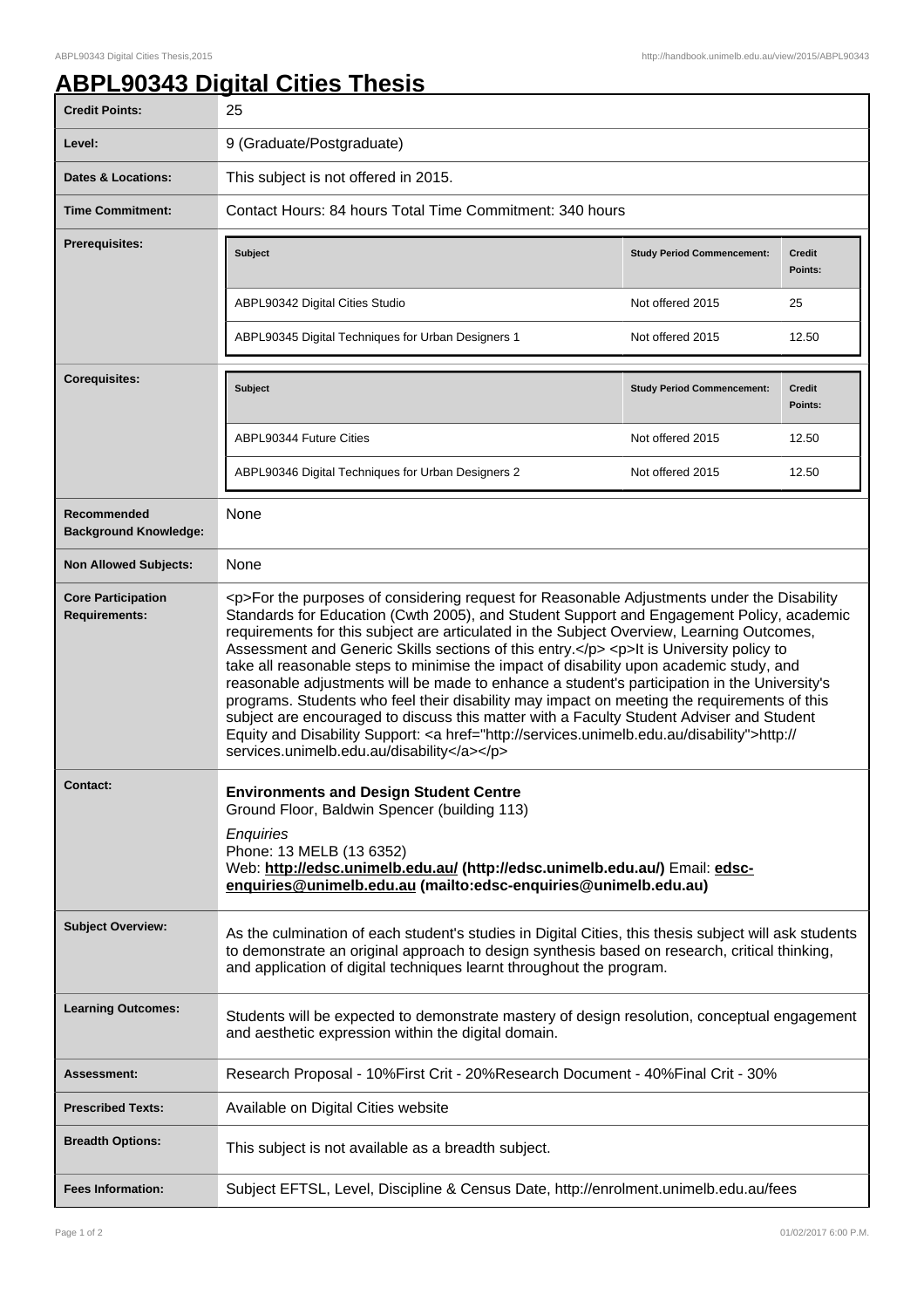# ABPL90343 Digital Cities Thesis

| | |
|---|---|
| **Credit Points:** | 25 |
| **Level:** | 9 (Graduate/Postgraduate) |
| **Dates & Locations:** | This subject is not offered in 2015. |
| **Time Commitment:** | Contact Hours: 84 hours Total Time Commitment: 340 hours |
| **Prerequisites:** | **Subject** / **Study Period Commencement:** / **Credit Points:**<br>ABPL90342 Digital Cities Studio / Not offered 2015 / 25<br>ABPL90345 Digital Techniques for Urban Designers 1 / Not offered 2015 / 12.50 |
| **Corequisites:** | **Subject** / **Study Period Commencement:** / **Credit Points:**<br>ABPL90344 Future Cities / Not offered 2015 / 12.50<br>ABPL90346 Digital Techniques for Urban Designers 2 / Not offered 2015 / 12.50 |
| **Recommended Background Knowledge:** | None |
| **Non Allowed Subjects:** | None |
| **Core Participation Requirements:** | <p>For the purposes of considering request for Reasonable Adjustments under the Disability Standards for Education (Cwth 2005), and Student Support and Engagement Policy, academic requirements for this subject are articulated in the Subject Overview, Learning Outcomes, Assessment and Generic Skills sections of this entry.</p> <p>It is University policy to take all reasonable steps to minimise the impact of disability upon academic study, and reasonable adjustments will be made to enhance a student's participation in the University's programs. Students who feel their disability may impact on meeting the requirements of this subject are encouraged to discuss this matter with a Faculty Student Adviser and Student Equity and Disability Support: <a href="http://services.unimelb.edu.au/disability">http://services.unimelb.edu.au/disability</a></p> |
| **Contact:** | **Environments and Design Student Centre**<br>Ground Floor, Baldwin Spencer (building 113)<br>*Enquiries*<br>Phone: 13 MELB (13 6352)<br>Web: **http://edsc.unimelb.edu.au/ (http://edsc.unimelb.edu.au/)** Email: **edsc-enquiries@unimelb.edu.au (mailto:edsc-enquiries@unimelb.edu.au)** |
| **Subject Overview:** | As the culmination of each student's studies in Digital Cities, this thesis subject will ask students to demonstrate an original approach to design synthesis based on research, critical thinking, and application of digital techniques learnt throughout the program. |
| **Learning Outcomes:** | Students will be expected to demonstrate mastery of design resolution, conceptual engagement and aesthetic expression within the digital domain. |
| **Assessment:** | Research Proposal - 10%First Crit - 20%Research Document - 40%Final Crit - 30% |
| **Prescribed Texts:** | Available on Digital Cities website |
| **Breadth Options:** | This subject is not available as a breadth subject. |
| **Fees Information:** | Subject EFTSL, Level, Discipline & Census Date, http://enrolment.unimelb.edu.au/fees |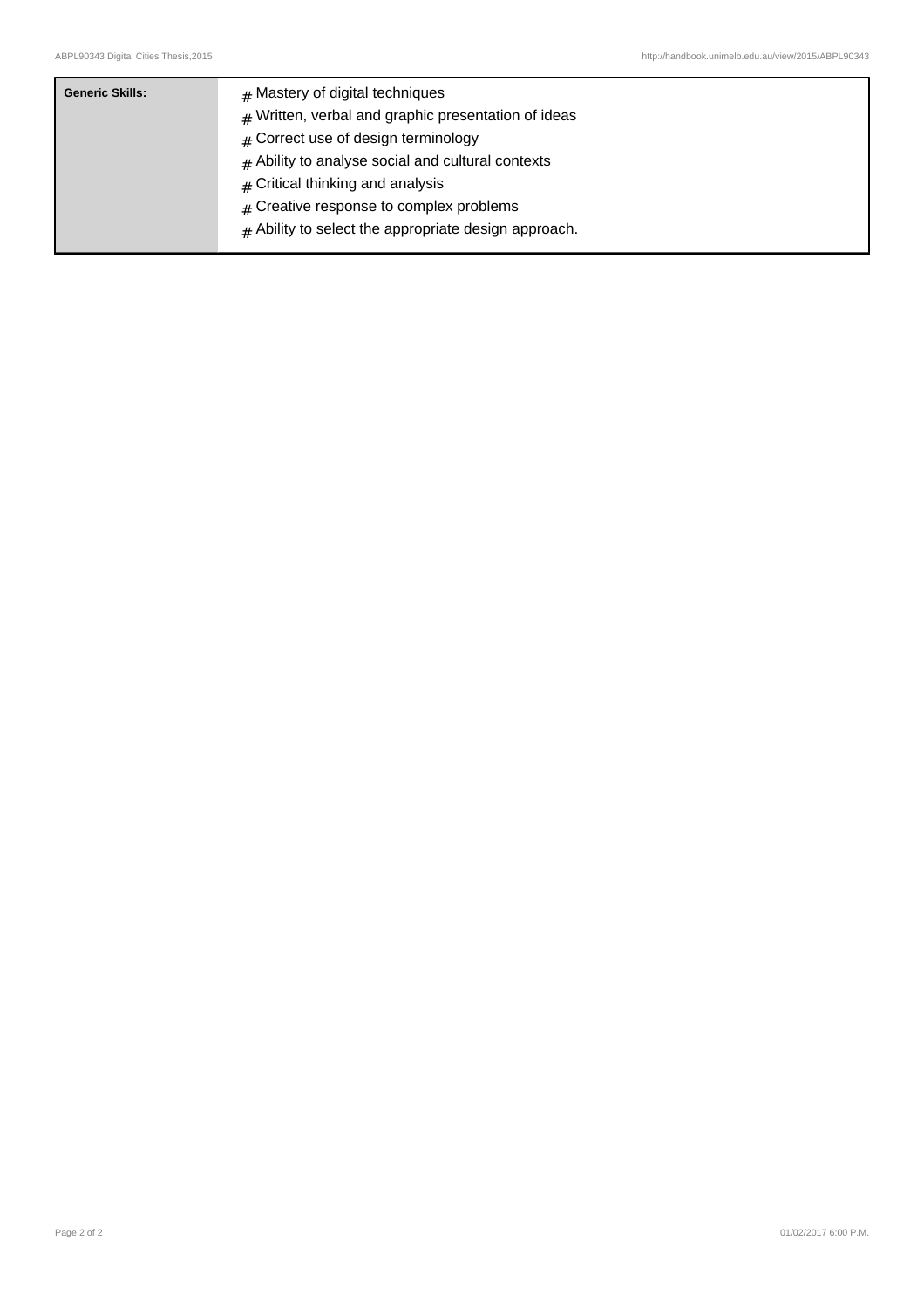| | |
|---|---|
| **Generic Skills:** | # Mastery of digital techniques<br># Written, verbal and graphic presentation of ideas<br># Correct use of design terminology<br># Ability to analyse social and cultural contexts<br># Critical thinking and analysis<br># Creative response to complex problems<br># Ability to select the appropriate design approach. |